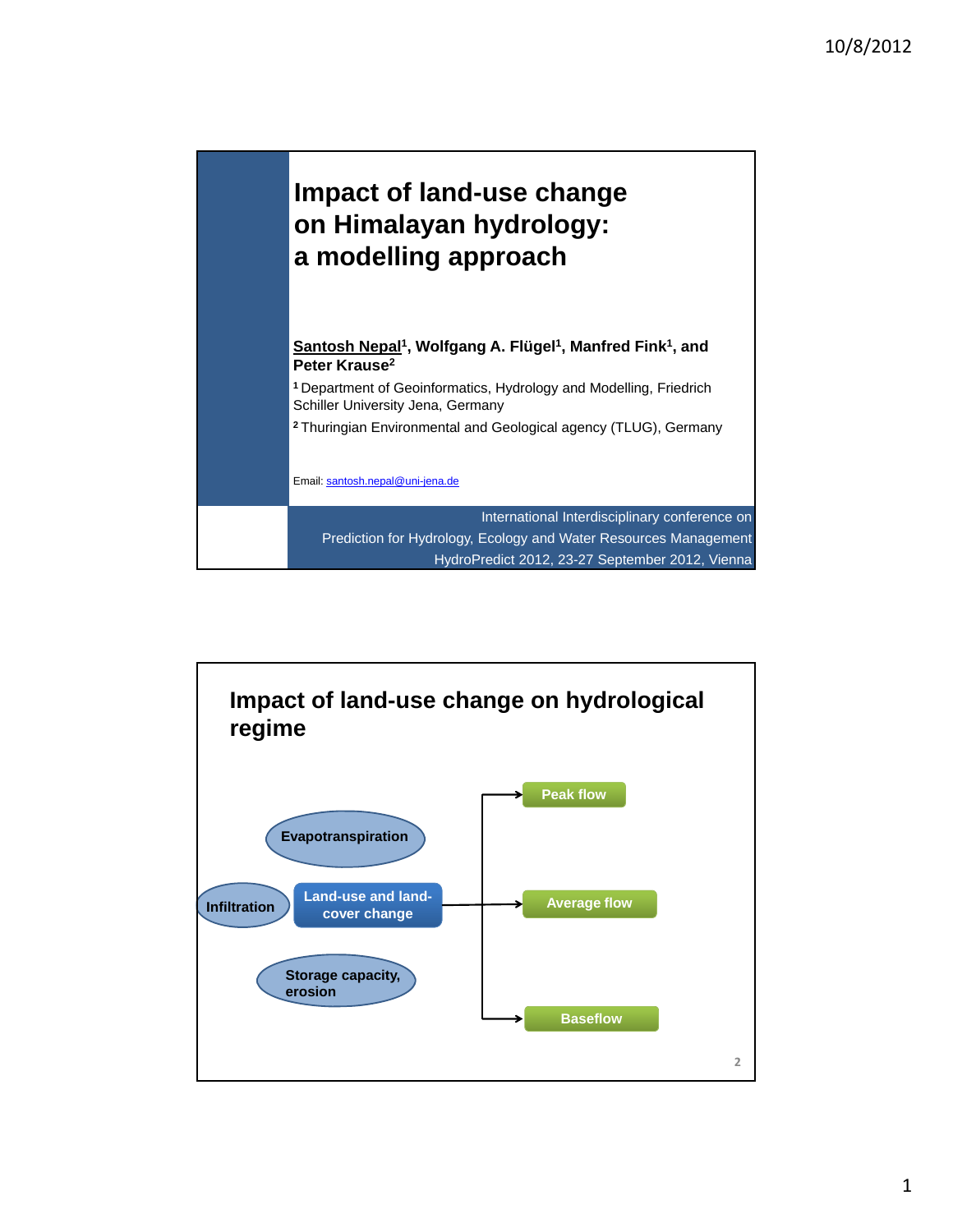# Impact of land-use change on Himalayan hydrology: a modelling approach

**Santosh Nepal[1], Wolfgang A. Flügel[1], Manfred Fink[1], and Peter Krause[2]**

[1] Department of Geoinformatics, Hydrology and Modelling, Friedrich Schiller University Jena, Germany

[2] Thuringian Environmental and Geological agency (TLUG), Germany

Email: santosh.nepal@uni-jena.de

International Interdisciplinary conference on
Prediction for Hydrology, Ecology and Water Resources Management
HydroPredict 2012, 23-27 September 2012, Vienna

## Impact of land-use change on hydrological regime

Evapotranspiration

Infiltration

Land-use and land-cover change

Storage capacity, erosion

Peak flow

Average flow

Baseflow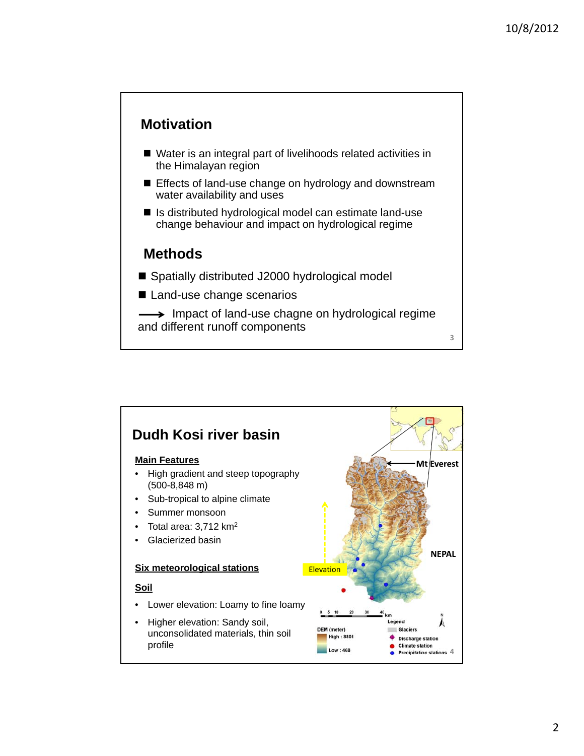## Motivation

- Water is an integral part of livelihoods related activities in the Himalayan region
- Effects of land-use change on hydrology and downstream water availability and uses
- Is distributed hydrological model can estimate land-use change behaviour and impact on hydrological regime

## Methods

- Spatially distributed J2000 hydrological model
- Land-use change scenarios

⟶ Impact of land-use chagne on hydrological regime and different runoff components

## Dudh Kosi river basin

**Main Features**

- High gradient and steep topography (500-8,848 m)
- Sub-tropical to alpine climate
- Summer monsoon
- Total area: 3,712 $km^2$
- Glacierized basin

**Six meteorological stations**

**Soil**

- Lower elevation: Loamy to fine loamy
- Higher elevation: Sandy soil, unconsolidated materials, thin soil profile

Mt Everest

NEPAL

Elevation

0 5 10 20 30 40 km

DEM (meter)
High : 8801
Low : 468

Legend
Glaciers
Discharge station
Climate station
Precipitation stations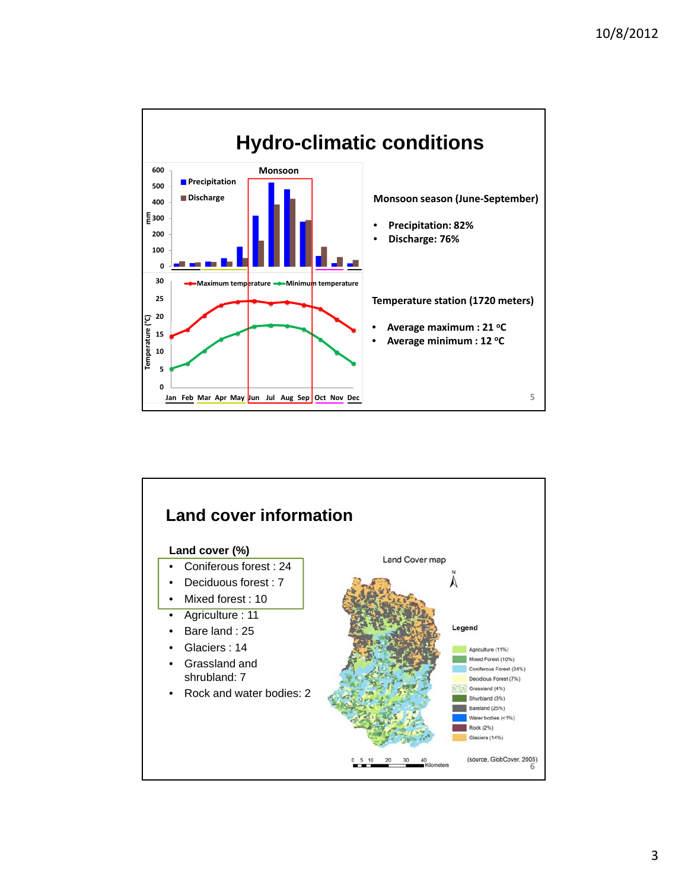## Hydro-climatic conditions

Monsoon season (June-September)

- Precipitation: 82%
- Discharge: 76%

Temperature station (1720 meters)

- Average maximum : 21 °C
- Average minimum : 12 °C

## Land cover information

**Land cover (%)**

- Coniferous forest : 24
- Deciduous forest : 7
- Mixed forest : 10
- Agriculture : 11
- Bare land : 25
- Glaciers : 14
- Grassland and shrubland: 7
- Rock and water bodies: 2

(source, GlobCover, 2005)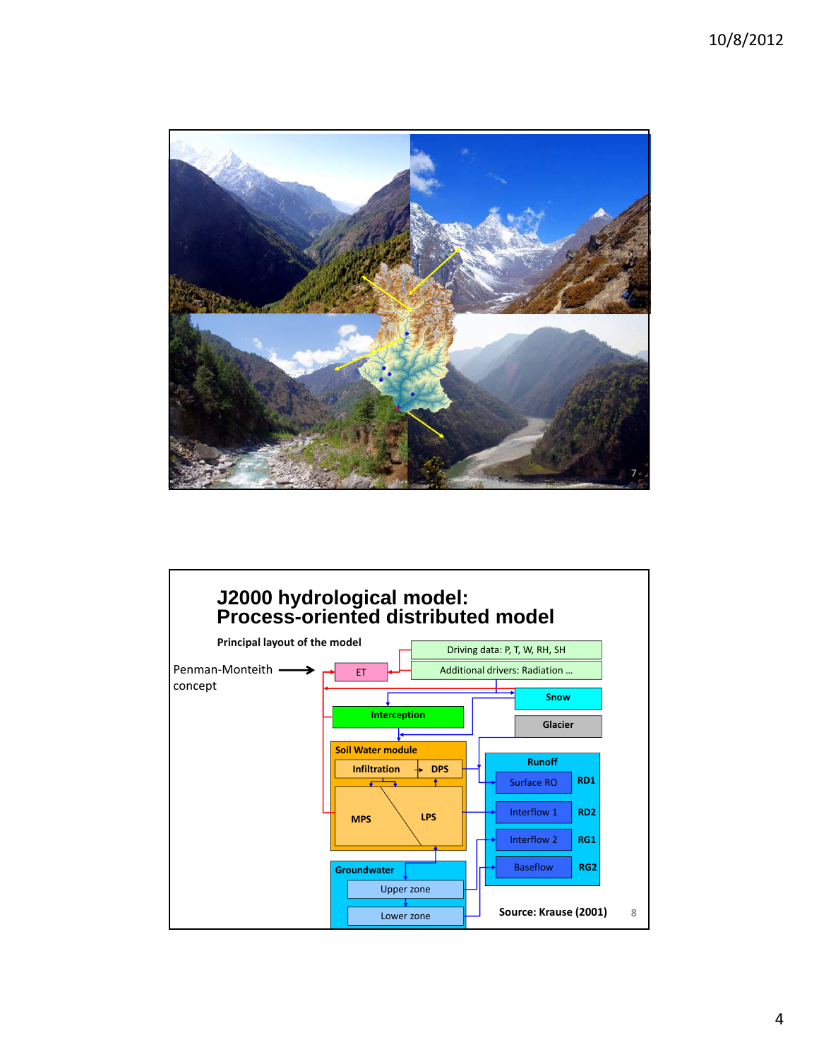# J2000 hydrological model: Process-oriented distributed model

**Principal layout of the model**

Penman-Monteith concept

- Driving data: P, T, W, RH, SH
- Additional drivers: Radiation …
- ET
- Snow
- Interception
- Glacier
- Soil Water module
  - Infiltration
  - DPS
  - MPS
  - LPS
- Runoff
  - Surface RO — RD1
  - Interflow 1 — RD2
  - Interflow 2 — RG1
  - Baseflow — RG2
- Groundwater
  - Upper zone
  - Lower zone

**Source: Krause (2001)**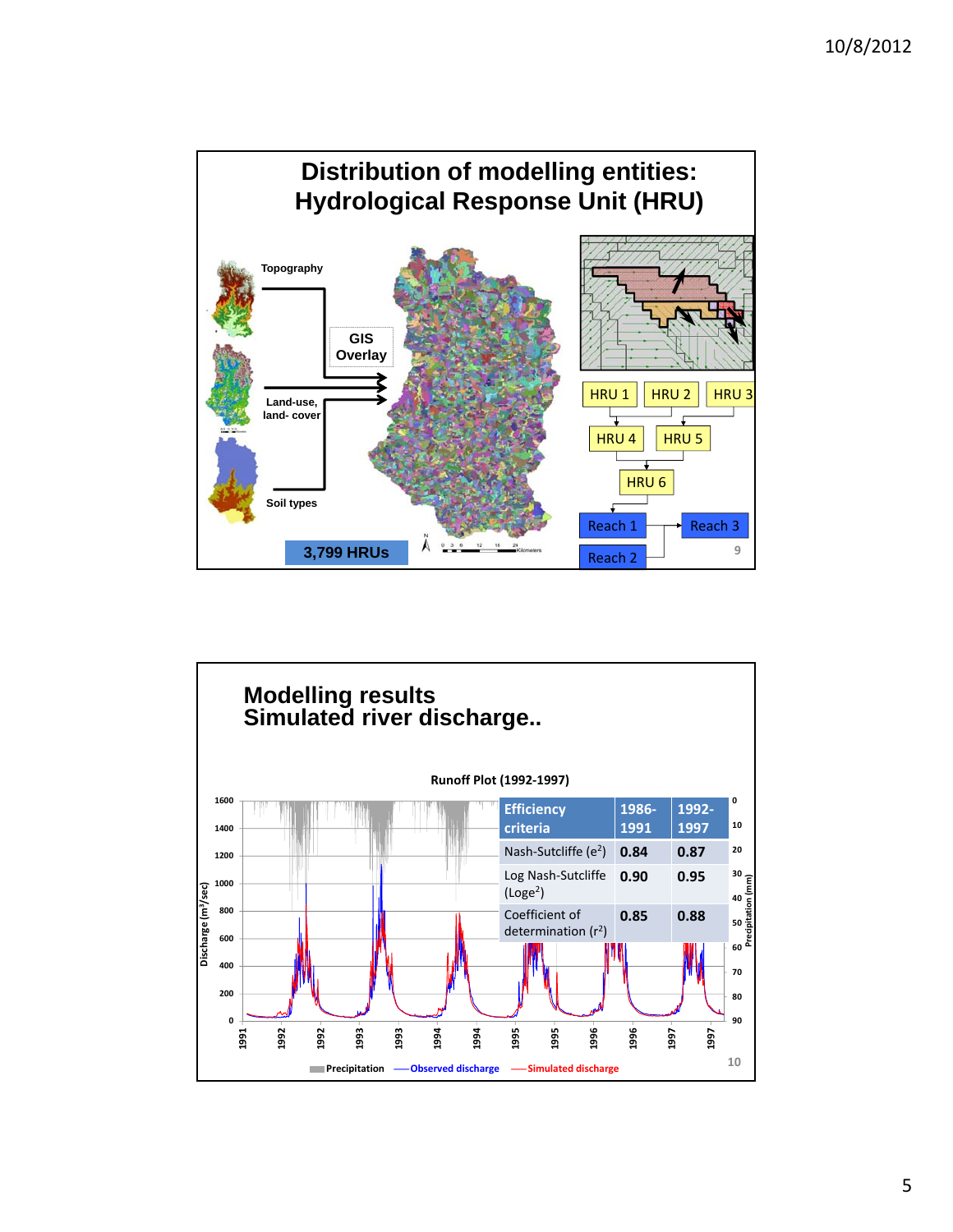# Distribution of modelling entities: Hydrological Response Unit (HRU)

Topography

GIS Overlay

Land-use, land- cover

Soil types

3,799 HRUs

HRU 1 | HRU 2 | HRU 3

HRU 4 | HRU 5

HRU 6

Reach 1 | Reach 3

Reach 2

# Modelling results
## Simulated river discharge..

Runoff Plot (1992-1997)

| Efficiency criteria | 1986-1991 | 1992-1997 |
|---|---|---|
| Nash-Sutcliffe ($e^2$) | 0.84 | 0.87 |
| Log Nash-Sutcliffe ($Loge^2$) | 0.90 | 0.95 |
| Coefficient of determination ($r^2$) | 0.85 | 0.88 |

Precipitation — Observed discharge — Simulated discharge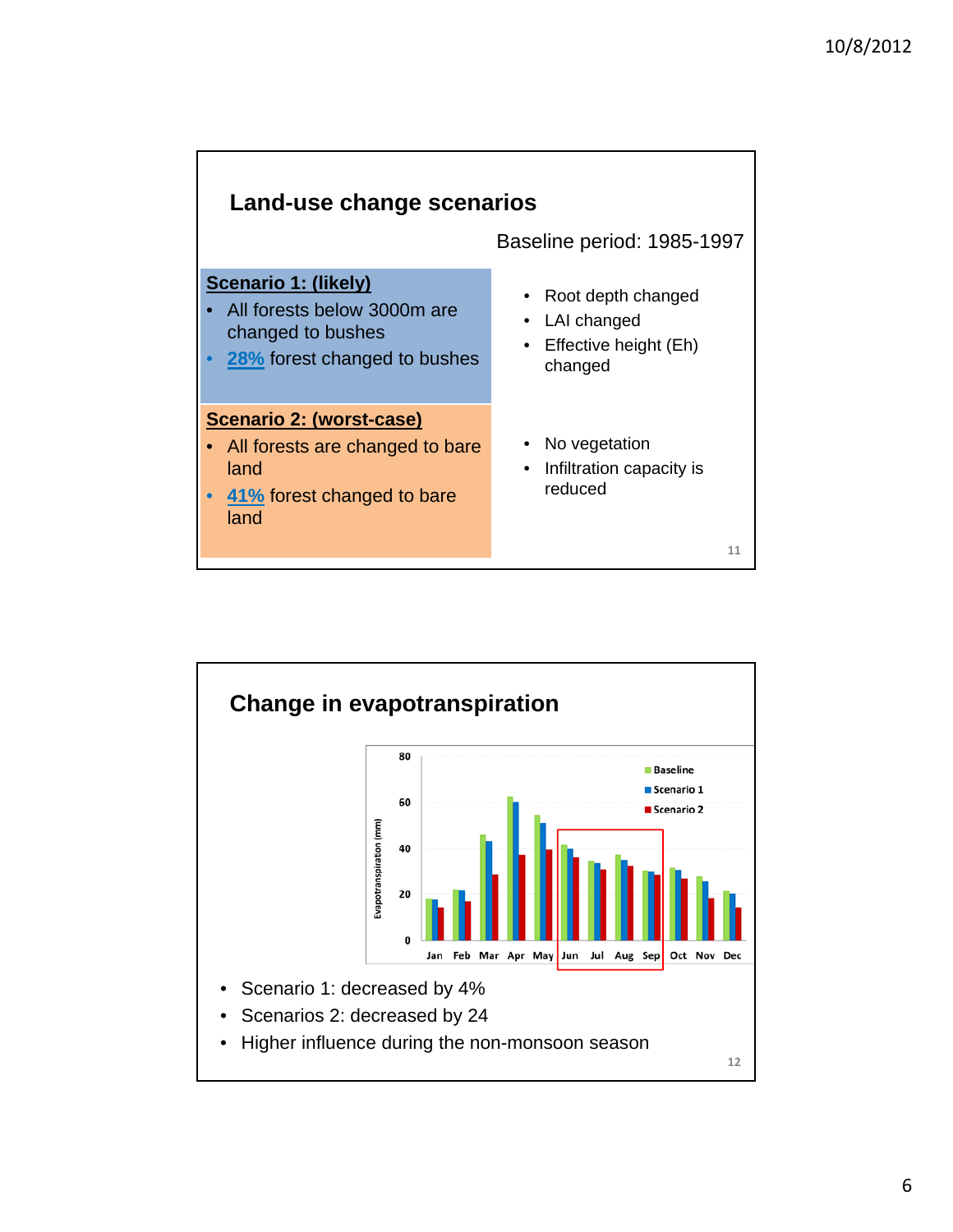## Land-use change scenarios

Baseline period: 1985-1997

**Scenario 1: (likely)**

- All forests below 3000m are changed to bushes
- 28% forest changed to bushes

- Root depth changed
- LAI changed
- Effective height (Eh) changed

**Scenario 2: (worst-case)**

- All forests are changed to bare land
- 41% forest changed to bare land

- No vegetation
- Infiltration capacity is reduced

## Change in evapotranspiration

- Scenario 1: decreased by 4%
- Scenarios 2: decreased by 24
- Higher influence during the non-monsoon season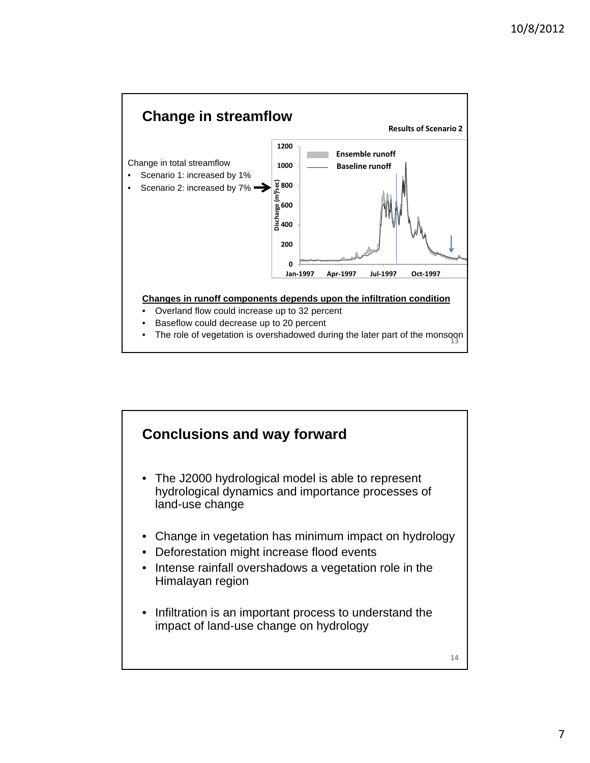## Change in streamflow

**Results of Scenario 2**

Change in total streamflow

- Scenario 1: increased by 1%
- Scenario 2: increased by 7%

**Changes in runoff components depends upon the infiltration condition**

- Overland flow could increase up to 32 percent
- Baseflow could decrease up to 20 percent
- The role of vegetation is overshadowed during the later part of the monsoon

## Conclusions and way forward

- The J2000 hydrological model is able to represent hydrological dynamics and importance processes of land-use change
- Change in vegetation has minimum impact on hydrology
- Deforestation might increase flood events
- Intense rainfall overshadows a vegetation role in the Himalayan region
- Infiltration is an important process to understand the impact of land-use change on hydrology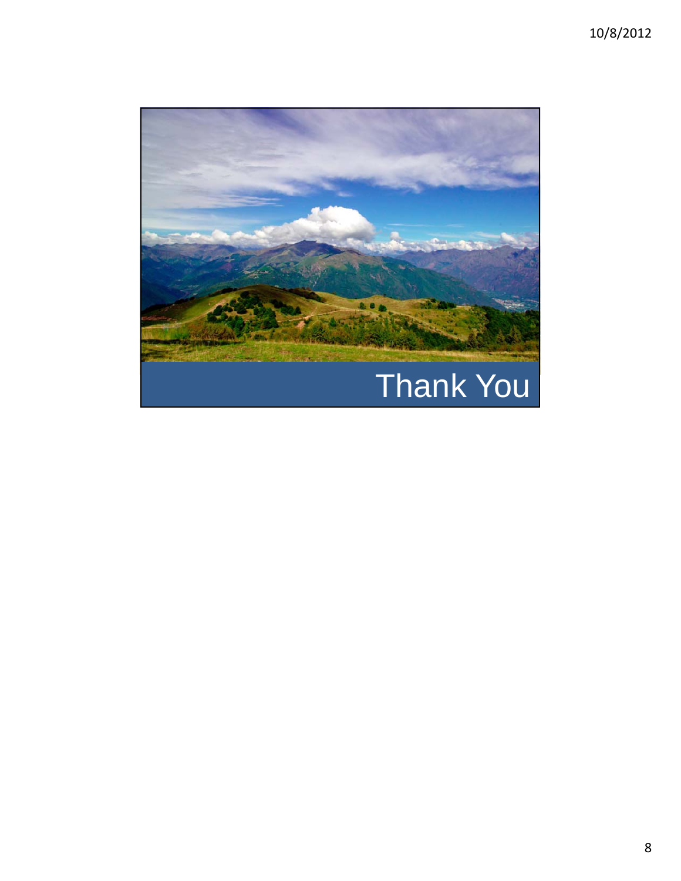# Thank You